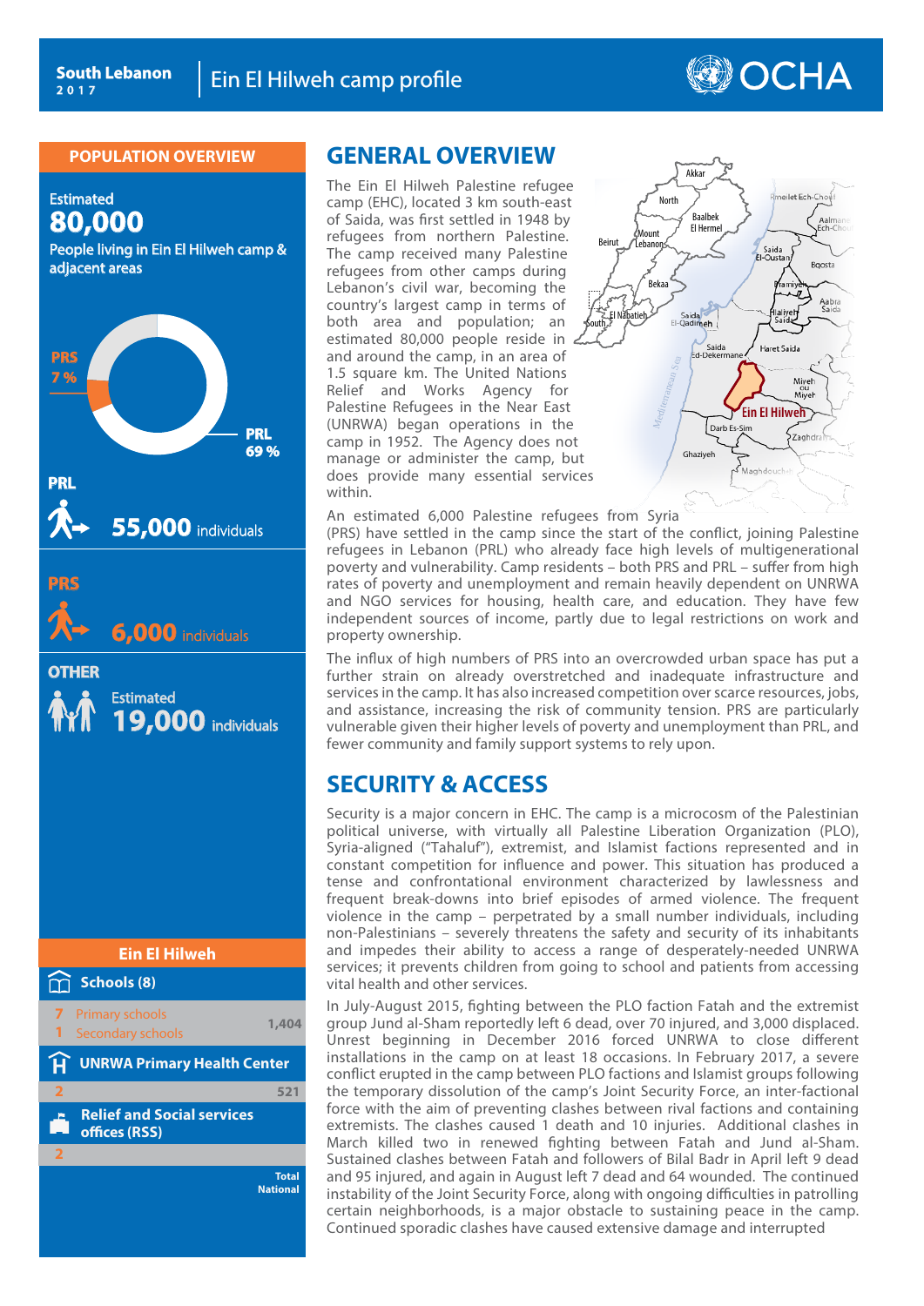South Lebanon
2017

# Ein El Hilweh camp profile

OCHA

## POPULATION OVERVIEW

Estimated
**80,000**
People living in Ein El Hilweh camp & adjacent areas

PRS 7 %
PRL 69 %

**PRL**
**55,000** individuals

**PRS**
**6,000** individuals

**OTHER**
Estimated
**19,000** individuals

## Ein El Hilweh

**Schools (8)**

| | | |
|---|---|---|
| 7 | Primary schools | 1,404 |
| 1 | Secondary schools | |

**UNRWA Primary Health Center**

| | |
|---|---|
| 2 | 521 |

**Relief and Social services offices (RSS)**

| |
|---|
| 2 |

Total
National

## GENERAL OVERVIEW

The Ein El Hilweh Palestine refugee camp (EHC), located 3 km south-east of Saida, was first settled in 1948 by refugees from northern Palestine. The camp received many Palestine refugees from other camps during Lebanon's civil war, becoming the country's largest camp in terms of both area and population; an estimated 80,000 people reside in and around the camp, in an area of 1.5 square km. The United Nations Relief and Works Agency for Palestine Refugees in the Near East (UNRWA) began operations in the camp in 1952. The Agency does not manage or administer the camp, but does provide many essential services within.

An estimated 6,000 Palestine refugees from Syria (PRS) have settled in the camp since the start of the conflict, joining Palestine refugees in Lebanon (PRL) who already face high levels of multigenerational poverty and vulnerability. Camp residents – both PRS and PRL – suffer from high rates of poverty and unemployment and remain heavily dependent on UNRWA and NGO services for housing, health care, and education. They have few independent sources of income, partly due to legal restrictions on work and property ownership.

The influx of high numbers of PRS into an overcrowded urban space has put a further strain on already overstretched and inadequate infrastructure and services in the camp. It has also increased competition over scarce resources, jobs, and assistance, increasing the risk of community tension. PRS are particularly vulnerable given their higher levels of poverty and unemployment than PRL, and fewer community and family support systems to rely upon.

## SECURITY & ACCESS

Security is a major concern in EHC. The camp is a microcosm of the Palestinian political universe, with virtually all Palestine Liberation Organization (PLO), Syria-aligned ("Tahaluf"), extremist, and Islamist factions represented and in constant competition for influence and power. This situation has produced a tense and confrontational environment characterized by lawlessness and frequent break-downs into brief episodes of armed violence. The frequent violence in the camp – perpetrated by a small number individuals, including non-Palestinians – severely threatens the safety and security of its inhabitants and impedes their ability to access a range of desperately-needed UNRWA services; it prevents children from going to school and patients from accessing vital health and other services.

In July-August 2015, fighting between the PLO faction Fatah and the extremist group Jund al-Sham reportedly left 6 dead, over 70 injured, and 3,000 displaced. Unrest beginning in December 2016 forced UNRWA to close different installations in the camp on at least 18 occasions. In February 2017, a severe conflict erupted in the camp between PLO factions and Islamist groups following the temporary dissolution of the camp's Joint Security Force, an inter-factional force with the aim of preventing clashes between rival factions and containing extremists. The clashes caused 1 death and 10 injuries. Additional clashes in March killed two in renewed fighting between Fatah and Jund al-Sham. Sustained clashes between Fatah and followers of Bilal Badr in April left 9 dead and 95 injured, and again in August left 7 dead and 64 wounded. The continued instability of the Joint Security Force, along with ongoing difficulties in patrolling certain neighborhoods, is a major obstacle to sustaining peace in the camp. Continued sporadic clashes have caused extensive damage and interrupted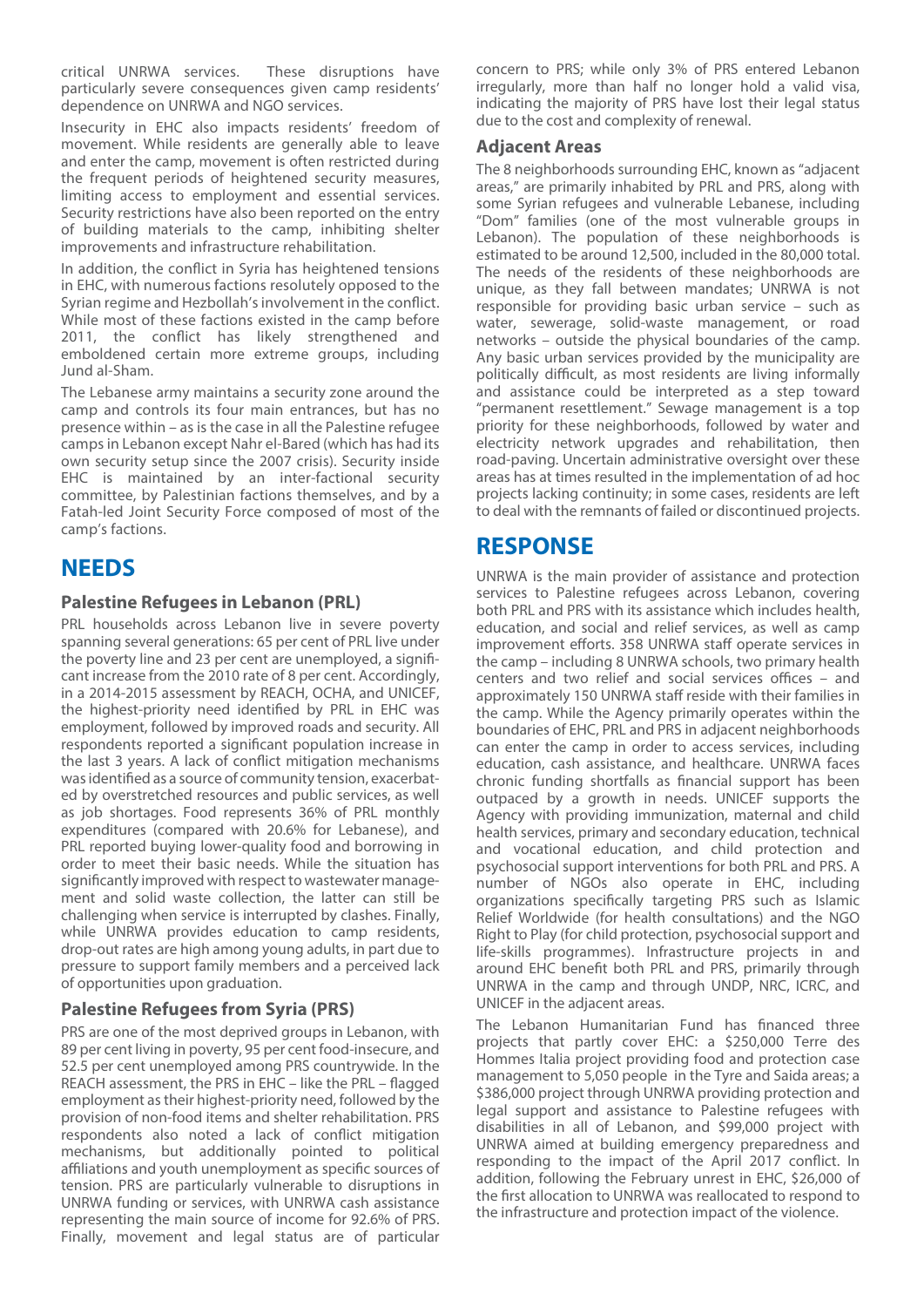critical UNRWA services. These disruptions have particularly severe consequences given camp residents' dependence on UNRWA and NGO services.

Insecurity in EHC also impacts residents' freedom of movement. While residents are generally able to leave and enter the camp, movement is often restricted during the frequent periods of heightened security measures, limiting access to employment and essential services. Security restrictions have also been reported on the entry of building materials to the camp, inhibiting shelter improvements and infrastructure rehabilitation.

In addition, the conflict in Syria has heightened tensions in EHC, with numerous factions resolutely opposed to the Syrian regime and Hezbollah's involvement in the conflict. While most of these factions existed in the camp before 2011, the conflict has likely strengthened and emboldened certain more extreme groups, including Jund al-Sham.

The Lebanese army maintains a security zone around the camp and controls its four main entrances, but has no presence within – as is the case in all the Palestine refugee camps in Lebanon except Nahr el-Bared (which has had its own security setup since the 2007 crisis). Security inside EHC is maintained by an inter-factional security committee, by Palestinian factions themselves, and by a Fatah-led Joint Security Force composed of most of the camp's factions.

## NEEDS

### Palestine Refugees in Lebanon (PRL)

PRL households across Lebanon live in severe poverty spanning several generations: 65 per cent of PRL live under the poverty line and 23 per cent are unemployed, a significant increase from the 2010 rate of 8 per cent. Accordingly, in a 2014-2015 assessment by REACH, OCHA, and UNICEF, the highest-priority need identified by PRL in EHC was employment, followed by improved roads and security. All respondents reported a significant population increase in the last 3 years. A lack of conflict mitigation mechanisms was identified as a source of community tension, exacerbated by overstretched resources and public services, as well as job shortages. Food represents 36% of PRL monthly expenditures (compared with 20.6% for Lebanese), and PRL reported buying lower-quality food and borrowing in order to meet their basic needs. While the situation has significantly improved with respect to wastewater management and solid waste collection, the latter can still be challenging when service is interrupted by clashes. Finally, while UNRWA provides education to camp residents, drop-out rates are high among young adults, in part due to pressure to support family members and a perceived lack of opportunities upon graduation.

### Palestine Refugees from Syria (PRS)

PRS are one of the most deprived groups in Lebanon, with 89 per cent living in poverty, 95 per cent food-insecure, and 52.5 per cent unemployed among PRS countrywide. In the REACH assessment, the PRS in EHC – like the PRL – flagged employment as their highest-priority need, followed by the provision of non-food items and shelter rehabilitation. PRS respondents also noted a lack of conflict mitigation mechanisms, but additionally pointed to political affiliations and youth unemployment as specific sources of tension. PRS are particularly vulnerable to disruptions in UNRWA funding or services, with UNRWA cash assistance representing the main source of income for 92.6% of PRS. Finally, movement and legal status are of particular concern to PRS; while only 3% of PRS entered Lebanon irregularly, more than half no longer hold a valid visa, indicating the majority of PRS have lost their legal status due to the cost and complexity of renewal.

### Adjacent Areas

The 8 neighborhoods surrounding EHC, known as "adjacent areas," are primarily inhabited by PRL and PRS, along with some Syrian refugees and vulnerable Lebanese, including "Dom" families (one of the most vulnerable groups in Lebanon). The population of these neighborhoods is estimated to be around 12,500, included in the 80,000 total. The needs of the residents of these neighborhoods are unique, as they fall between mandates; UNRWA is not responsible for providing basic urban service – such as water, sewerage, solid-waste management, or road networks – outside the physical boundaries of the camp. Any basic urban services provided by the municipality are politically difficult, as most residents are living informally and assistance could be interpreted as a step toward "permanent resettlement." Sewage management is a top priority for these neighborhoods, followed by water and electricity network upgrades and rehabilitation, then road-paving. Uncertain administrative oversight over these areas has at times resulted in the implementation of ad hoc projects lacking continuity; in some cases, residents are left to deal with the remnants of failed or discontinued projects.

## RESPONSE

UNRWA is the main provider of assistance and protection services to Palestine refugees across Lebanon, covering both PRL and PRS with its assistance which includes health, education, and social and relief services, as well as camp improvement efforts. 358 UNRWA staff operate services in the camp – including 8 UNRWA schools, two primary health centers and two relief and social services offices – and approximately 150 UNRWA staff reside with their families in the camp. While the Agency primarily operates within the boundaries of EHC, PRL and PRS in adjacent neighborhoods can enter the camp in order to access services, including education, cash assistance, and healthcare. UNRWA faces chronic funding shortfalls as financial support has been outpaced by a growth in needs. UNICEF supports the Agency with providing immunization, maternal and child health services, primary and secondary education, technical and vocational education, and child protection and psychosocial support interventions for both PRL and PRS. A number of NGOs also operate in EHC, including organizations specifically targeting PRS such as Islamic Relief Worldwide (for health consultations) and the NGO Right to Play (for child protection, psychosocial support and life-skills programmes). Infrastructure projects in and around EHC benefit both PRL and PRS, primarily through UNRWA in the camp and through UNDP, NRC, ICRC, and UNICEF in the adjacent areas.

The Lebanon Humanitarian Fund has financed three projects that partly cover EHC: a $250,000 Terre des Hommes Italia project providing food and protection case management to 5,050 people in the Tyre and Saida areas; a $386,000 project through UNRWA providing protection and legal support and assistance to Palestine refugees with disabilities in all of Lebanon, and $99,000 project with UNRWA aimed at building emergency preparedness and responding to the impact of the April 2017 conflict. In addition, following the February unrest in EHC, $26,000 of the first allocation to UNRWA was reallocated to respond to the infrastructure and protection impact of the violence.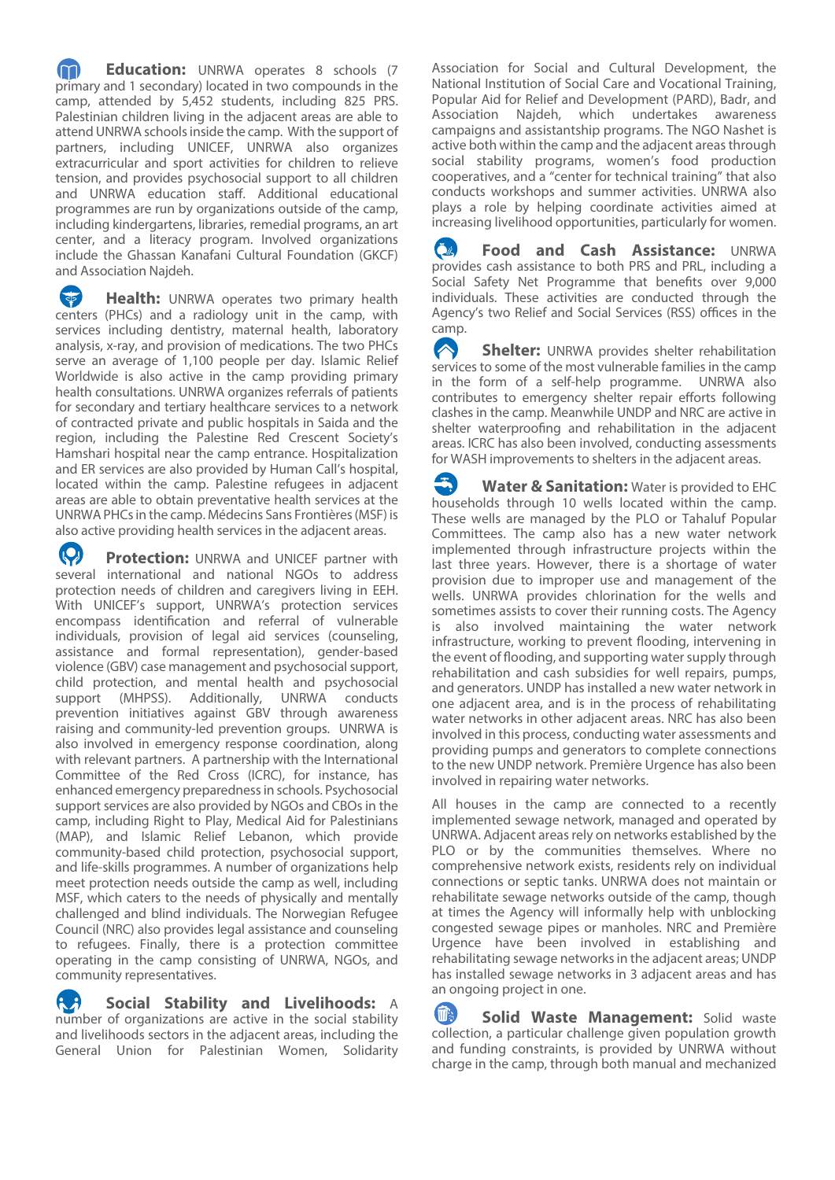**Education:** UNRWA operates 8 schools (7 primary and 1 secondary) located in two compounds in the camp, attended by 5,452 students, including 825 PRS. Palestinian children living in the adjacent areas are able to attend UNRWA schools inside the camp. With the support of partners, including UNICEF, UNRWA also organizes extracurricular and sport activities for children to relieve tension, and provides psychosocial support to all children and UNRWA education staff. Additional educational programmes are run by organizations outside of the camp, including kindergartens, libraries, remedial programs, an art center, and a literacy program. Involved organizations include the Ghassan Kanafani Cultural Foundation (GKCF) and Association Najdeh.

**Health:** UNRWA operates two primary health centers (PHCs) and a radiology unit in the camp, with services including dentistry, maternal health, laboratory analysis, x-ray, and provision of medications. The two PHCs serve an average of 1,100 people per day. Islamic Relief Worldwide is also active in the camp providing primary health consultations. UNRWA organizes referrals of patients for secondary and tertiary healthcare services to a network of contracted private and public hospitals in Saida and the region, including the Palestine Red Crescent Society's Hamshari hospital near the camp entrance. Hospitalization and ER services are also provided by Human Call's hospital, located within the camp. Palestine refugees in adjacent areas are able to obtain preventative health services at the UNRWA PHCs in the camp. Médecins Sans Frontières (MSF) is also active providing health services in the adjacent areas.

**Protection:** UNRWA and UNICEF partner with several international and national NGOs to address protection needs of children and caregivers living in EEH. With UNICEF's support, UNRWA's protection services encompass identification and referral of vulnerable individuals, provision of legal aid services (counseling, assistance and formal representation), gender-based violence (GBV) case management and psychosocial support, child protection, and mental health and psychosocial support (MHPSS). Additionally, UNRWA conducts prevention initiatives against GBV through awareness raising and community-led prevention groups. UNRWA is also involved in emergency response coordination, along with relevant partners. A partnership with the International Committee of the Red Cross (ICRC), for instance, has enhanced emergency preparedness in schools. Psychosocial support services are also provided by NGOs and CBOs in the camp, including Right to Play, Medical Aid for Palestinians (MAP), and Islamic Relief Lebanon, which provide community-based child protection, psychosocial support, and life-skills programmes. A number of organizations help meet protection needs outside the camp as well, including MSF, which caters to the needs of physically and mentally challenged and blind individuals. The Norwegian Refugee Council (NRC) also provides legal assistance and counseling to refugees. Finally, there is a protection committee operating in the camp consisting of UNRWA, NGOs, and community representatives.

**Social Stability and Livelihoods:** A number of organizations are active in the social stability and livelihoods sectors in the adjacent areas, including the General Union for Palestinian Women, Solidarity Association for Social and Cultural Development, the National Institution of Social Care and Vocational Training, Popular Aid for Relief and Development (PARD), Badr, and Association Najdeh, which undertakes awareness campaigns and assistantship programs. The NGO Nashet is active both within the camp and the adjacent areas through social stability programs, women's food production cooperatives, and a "center for technical training" that also conducts workshops and summer activities. UNRWA also plays a role by helping coordinate activities aimed at increasing livelihood opportunities, particularly for women.

**Food and Cash Assistance:** UNRWA provides cash assistance to both PRS and PRL, including a Social Safety Net Programme that benefits over 9,000 individuals. These activities are conducted through the Agency's two Relief and Social Services (RSS) offices in the camp.

**Shelter:** UNRWA provides shelter rehabilitation services to some of the most vulnerable families in the camp in the form of a self-help programme. UNRWA also contributes to emergency shelter repair efforts following clashes in the camp. Meanwhile UNDP and NRC are active in shelter waterproofing and rehabilitation in the adjacent areas. ICRC has also been involved, conducting assessments for WASH improvements to shelters in the adjacent areas.

**Water & Sanitation:** Water is provided to EHC households through 10 wells located within the camp. These wells are managed by the PLO or Tahaluf Popular Committees. The camp also has a new water network implemented through infrastructure projects within the last three years. However, there is a shortage of water provision due to improper use and management of the wells. UNRWA provides chlorination for the wells and sometimes assists to cover their running costs. The Agency is also involved maintaining the water network infrastructure, working to prevent flooding, intervening in the event of flooding, and supporting water supply through rehabilitation and cash subsidies for well repairs, pumps, and generators. UNDP has installed a new water network in one adjacent area, and is in the process of rehabilitating water networks in other adjacent areas. NRC has also been involved in this process, conducting water assessments and providing pumps and generators to complete connections to the new UNDP network. Première Urgence has also been involved in repairing water networks.

All houses in the camp are connected to a recently implemented sewage network, managed and operated by UNRWA. Adjacent areas rely on networks established by the PLO or by the communities themselves. Where no comprehensive network exists, residents rely on individual connections or septic tanks. UNRWA does not maintain or rehabilitate sewage networks outside of the camp, though at times the Agency will informally help with unblocking congested sewage pipes or manholes. NRC and Première Urgence have been involved in establishing and rehabilitating sewage networks in the adjacent areas; UNDP has installed sewage networks in 3 adjacent areas and has an ongoing project in one.

**Solid Waste Management:** Solid waste collection, a particular challenge given population growth and funding constraints, is provided by UNRWA without charge in the camp, through both manual and mechanized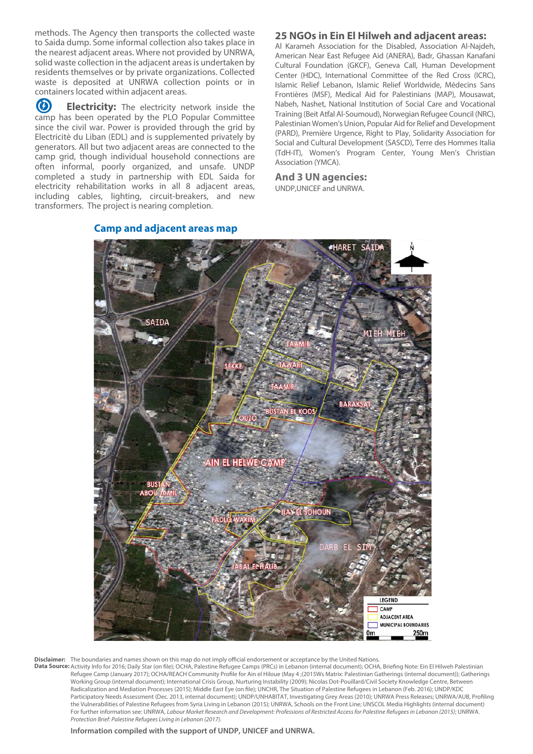methods. The Agency then transports the collected waste to Saida dump. Some informal collection also takes place in the nearest adjacent areas. Where not provided by UNRWA, solid waste collection in the adjacent areas is undertaken by residents themselves or by private organizations. Collected waste is deposited at UNRWA collection points or in containers located within adjacent areas.

**Electricity:** The electricity network inside the camp has been operated by the PLO Popular Committee since the civil war. Power is provided through the grid by Electricitè du Liban (EDL) and is supplemented privately by generators. All but two adjacent areas are connected to the camp grid, though individual household connections are often informal, poorly organized, and unsafe. UNDP completed a study in partnership with EDL Saida for electricity rehabilitation works in all 8 adjacent areas, including cables, lighting, circuit-breakers, and new transformers. The project is nearing completion.

## 25 NGOs in Ein El Hilweh and adjacent areas:

Al Karameh Association for the Disabled, Association Al-Najdeh, American Near East Refugee Aid (ANERA), Badr, Ghassan Kanafani Cultural Foundation (GKCF), Geneva Call, Human Development Center (HDC), International Committee of the Red Cross (ICRC), Islamic Relief Lebanon, Islamic Relief Worldwide, Médecins Sans Frontières (MSF), Medical Aid for Palestinians (MAP), Mousawat, Nabeh, Nashet, National Institution of Social Care and Vocational Training (Beit Atfal Al-Soumoud), Norwegian Refugee Council (NRC), Palestinian Women's Union, Popular Aid for Relief and Development (PARD), Première Urgence, Right to Play, Solidarity Association for Social and Cultural Development (SASCD), Terre des Hommes Italia (TdH-IT), Women's Program Center, Young Men's Christian Association (YMCA).

## And 3 UN agencies:

UNDP,UNICEF and UNRWA.

## Camp and adjacent areas map

HARET SAIDA
N
SAIDA
MIEH MIEH
TAAMIR
TAWARI
SEKKE
TAAMIR
BARAKSAT
BUSTAN EL KODS
OUZO
AIN EL HELWE CAMP
BUSTAN ABOU JAMIL
HAY EL SOHOUN
FADLO WAKIM
DARB EL SIM
JABAL EL HALIB

LEGEND
CAMP
ADJACENT AREA
MUNICIPAL BOUNDARIES
0m 250m

**Disclaimer:** The boundaries and names shown on this map do not imply official endorsement or acceptance by the United Nations.

**Data Source:** Activity Info for 2016; Daily Star (on file); OCHA, Palestine Refugee Camps (PRCs) in Lebanon (internal document); OCHA, Briefing Note: Ein El Hilweh Palestinian Refugee Camp (January 2017); OCHA/REACH Community Profile for Ain el Hiloue (May 4 ;(2015Ws Matrix: Palestinian Gatherings (internal document)); Gatherings Working Group (internal document); International Crisis Group, Nurturing Instability (2009); Nicolas Dot-Pouillard/Civil Society Knowledge Centre, Between Radicalization and Mediation Processes (2015); Middle East Eye (on file); UNCHR, The Situation of Palestine Refugees in Lebanon (Feb. 2016); UNDP/KDC Participatory Needs Assessment (Dec. 2013, internal document); UNDP/UNHABITAT, Investigating Grey Areas (2010); UNRWA Press Releases; UNRWA/AUB, Profiling the Vulnerabilities of Palestine Refugees from Syria Living in Lebanon (2015); UNRWA, Schools on the Front Line; UNSCOL Media Highlights (internal document) For further information see: UNRWA, *Labour Market Research and Development: Professions of Restricted Access for Palestine Refugees in Lebanon (2015)*; UNRWA. *Protection Brief: Palestine Refugees Living in Lebanon (2017).*

**Information compiled with the support of UNDP, UNICEF and UNRWA.**